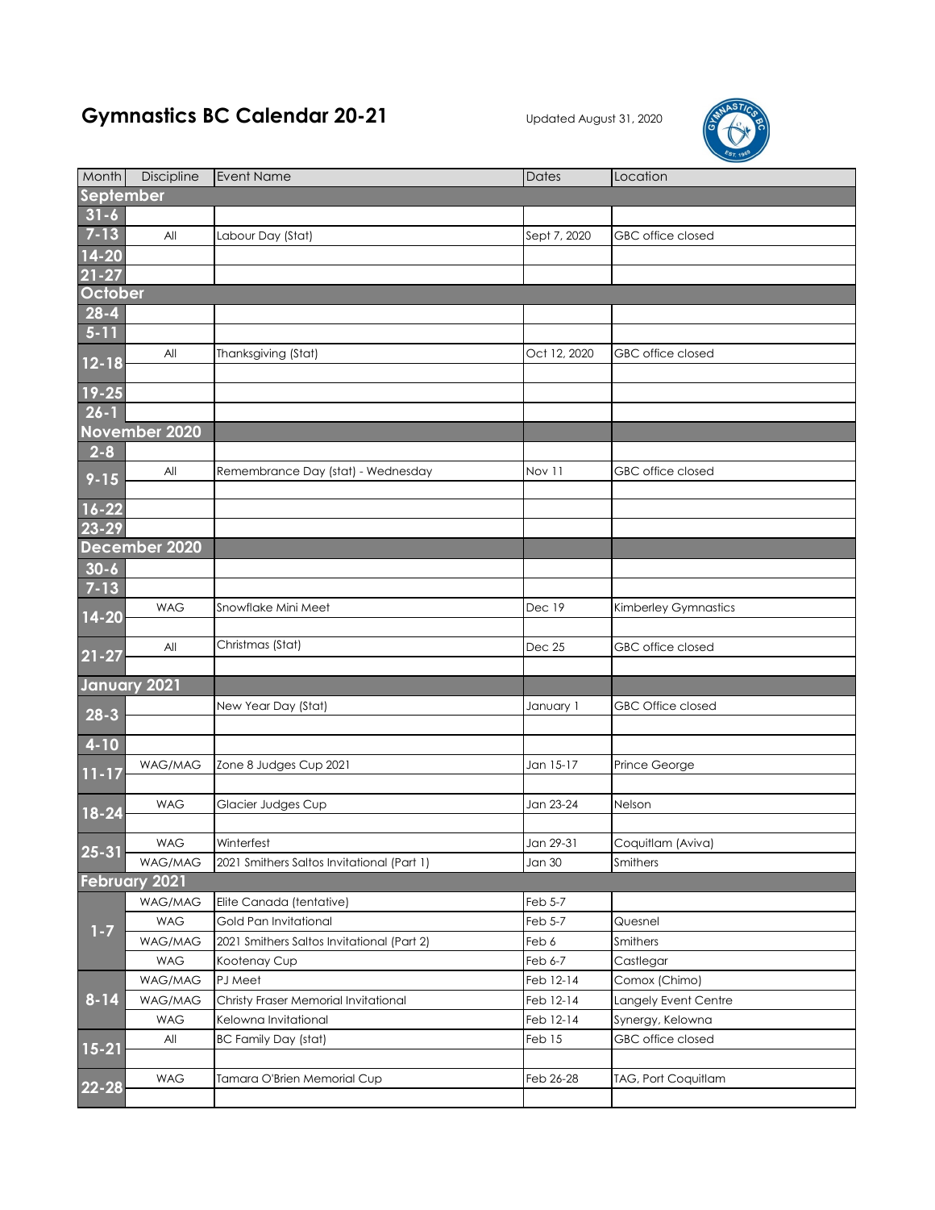# Gymnastics BC Calendar 20-21

Updated August 31, 2020

| Month | Discipline | Event Name | Dates | Location |
|---|---|---|---|---|
| **September** | | | | |
| 31-6 | | | | |
| 7-13 | All | Labour Day (Stat) | Sept 7, 2020 | GBC office closed |
| 14-20 | | | | |
| 21-27 | | | | |
| **October** | | | | |
| 28-4 | | | | |
| 5-11 | | | | |
| 12-18 | All | Thanksgiving (Stat) | Oct 12, 2020 | GBC office closed |
| | | | | |
| 19-25 | | | | |
| 26-1 | | | | |
| **November 2020** | | | | |
| 2-8 | | | | |
| 9-15 | All | Remembrance Day (stat) - Wednesday | Nov 11 | GBC office closed |
| | | | | |
| 16-22 | | | | |
| 23-29 | | | | |
| **December 2020** | | | | |
| 30-6 | | | | |
| 7-13 | | | | |
| 14-20 | WAG | Snowflake Mini Meet | Dec 19 | Kimberley Gymnastics |
| | | | | |
| 21-27 | All | Christmas (Stat) | Dec 25 | GBC office closed |
| | | | | |
| **January 2021** | | | | |
| 28-3 | | New Year Day (Stat) | January 1 | GBC Office closed |
| | | | | |
| 4-10 | | | | |
| 11-17 | WAG/MAG | Zone 8 Judges Cup 2021 | Jan 15-17 | Prince George |
| | | | | |
| 18-24 | WAG | Glacier Judges Cup | Jan 23-24 | Nelson |
| | | | | |
| 25-31 | WAG | Winterfest | Jan 29-31 | Coquitlam (Aviva) |
| | WAG/MAG | 2021 Smithers Saltos Invitational (Part 1) | Jan 30 | Smithers |
| **February 2021** | | | | |
| 1-7 | WAG/MAG | Elite Canada (tentative) | Feb 5-7 | |
| | WAG | Gold Pan Invitational | Feb 5-7 | Quesnel |
| | WAG/MAG | 2021 Smithers Saltos Invitational (Part 2) | Feb 6 | Smithers |
| | WAG | Kootenay Cup | Feb 6-7 | Castlegar |
| 8-14 | WAG/MAG | PJ Meet | Feb 12-14 | Comox (Chimo) |
| | WAG/MAG | Christy Fraser Memorial Invitational | Feb 12-14 | Langely Event Centre |
| | WAG | Kelowna Invitational | Feb 12-14 | Synergy, Kelowna |
| 15-21 | All | BC Family Day (stat) | Feb 15 | GBC office closed |
| | | | | |
| 22-28 | WAG | Tamara O'Brien Memorial Cup | Feb 26-28 | TAG, Port Coquitlam |
| | | | | |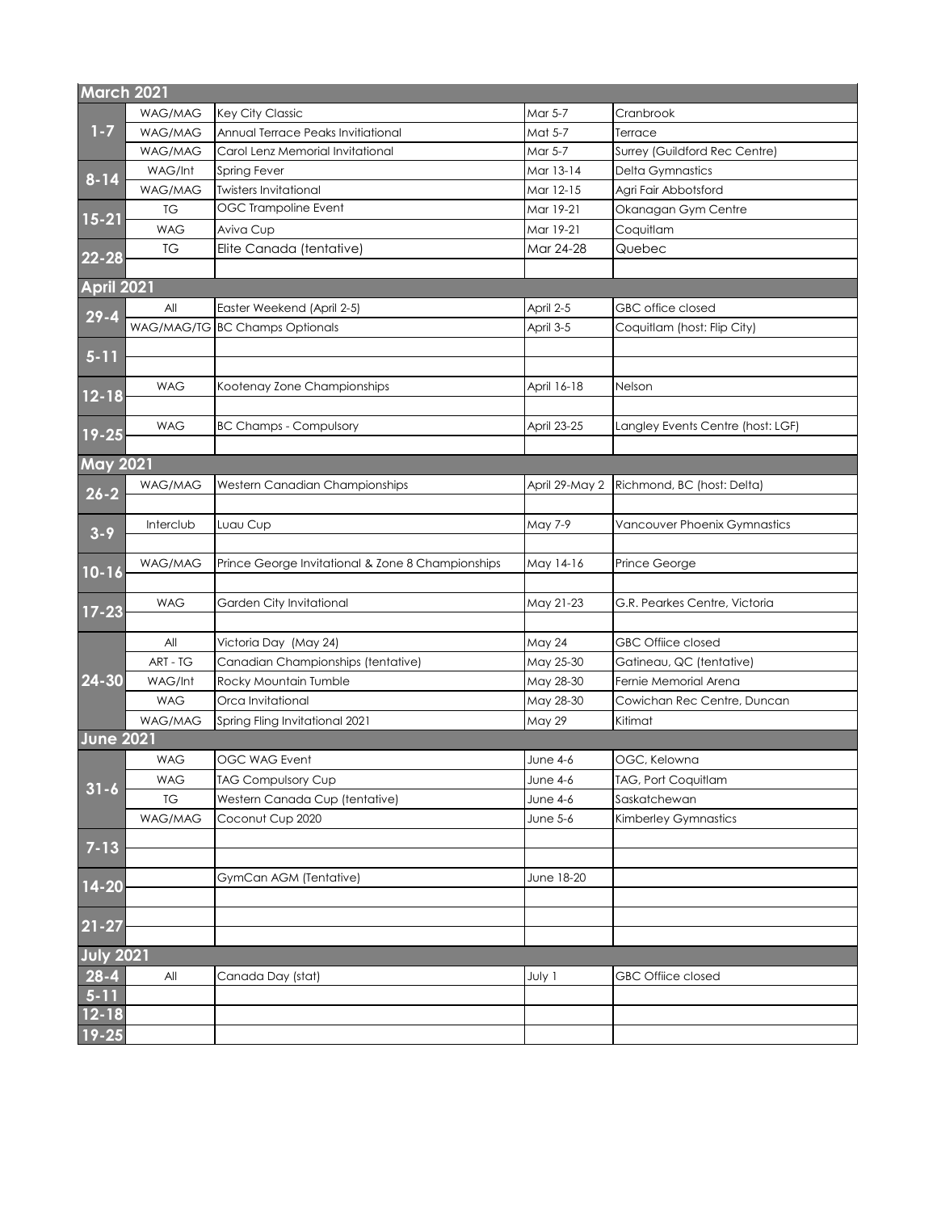| | | | | |
|---|---|---|---|---|
| **March 2021** | | | | |
| 1-7 | WAG/MAG | Key City Classic | Mar 5-7 | Cranbrook |
| | WAG/MAG | Annual Terrace Peaks Invitiational | Mat 5-7 | Terrace |
| | WAG/MAG | Carol Lenz Memorial Invitational | Mar 5-7 | Surrey (Guildford Rec Centre) |
| 8-14 | WAG/Int | Spring Fever | Mar 13-14 | Delta Gymnastics |
| | WAG/MAG | Twisters Invitational | Mar 12-15 | Agri Fair Abbotsford |
| 15-21 | TG | OGC Trampoline Event | Mar 19-21 | Okanagan Gym Centre |
| | WAG | Aviva Cup | Mar 19-21 | Coquitlam |
| 22-28 | TG | Elite Canada (tentative) | Mar 24-28 | Quebec |
| | | | | |
| **April 2021** | | | | |
| 29-4 | All | Easter Weekend (April 2-5) | April 2-5 | GBC office closed |
| | WAG/MAG/TG | BC Champs Optionals | April 3-5 | Coquitlam (host: Flip City) |
| 5-11 | | | | |
| | | | | |
| 12-18 | WAG | Kootenay Zone Championships | April 16-18 | Nelson |
| | | | | |
| 19-25 | WAG | BC Champs - Compulsory | April 23-25 | Langley Events Centre (host: LGF) |
| | | | | |
| **May 2021** | | | | |
| 26-2 | WAG/MAG | Western Canadian Championships | April 29-May 2 | Richmond, BC (host: Delta) |
| | | | | |
| 3-9 | Interclub | Luau Cup | May 7-9 | Vancouver Phoenix Gymnastics |
| | | | | |
| 10-16 | WAG/MAG | Prince George Invitational & Zone 8 Championships | May 14-16 | Prince George |
| | | | | |
| 17-23 | WAG | Garden City Invitational | May 21-23 | G.R. Pearkes Centre, Victoria |
| | | | | |
| 24-30 | All | Victoria Day (May 24) | May 24 | GBC Offiice closed |
| | ART - TG | Canadian Championships (tentative) | May 25-30 | Gatineau, QC (tentative) |
| | WAG/Int | Rocky Mountain Tumble | May 28-30 | Fernie Memorial Arena |
| | WAG | Orca Invitational | May 28-30 | Cowichan Rec Centre, Duncan |
| | WAG/MAG | Spring Fling Invitational 2021 | May 29 | Kitimat |
| **June 2021** | | | | |
| 31-6 | WAG | OGC WAG Event | June 4-6 | OGC, Kelowna |
| | WAG | TAG Compulsory Cup | June 4-6 | TAG, Port Coquitlam |
| | TG | Western Canada Cup (tentative) | June 4-6 | Saskatchewan |
| | WAG/MAG | Coconut Cup 2020 | June 5-6 | Kimberley Gymnastics |
| 7-13 | | | | |
| | | | | |
| 14-20 | | GymCan AGM (Tentative) | June 18-20 | |
| | | | | |
| 21-27 | | | | |
| | | | | |
| **July 2021** | | | | |
| 28-4 | All | Canada Day (stat) | July 1 | GBC Offiice closed |
| 5-11 | | | | |
| 12-18 | | | | |
| 19-25 | | | | |